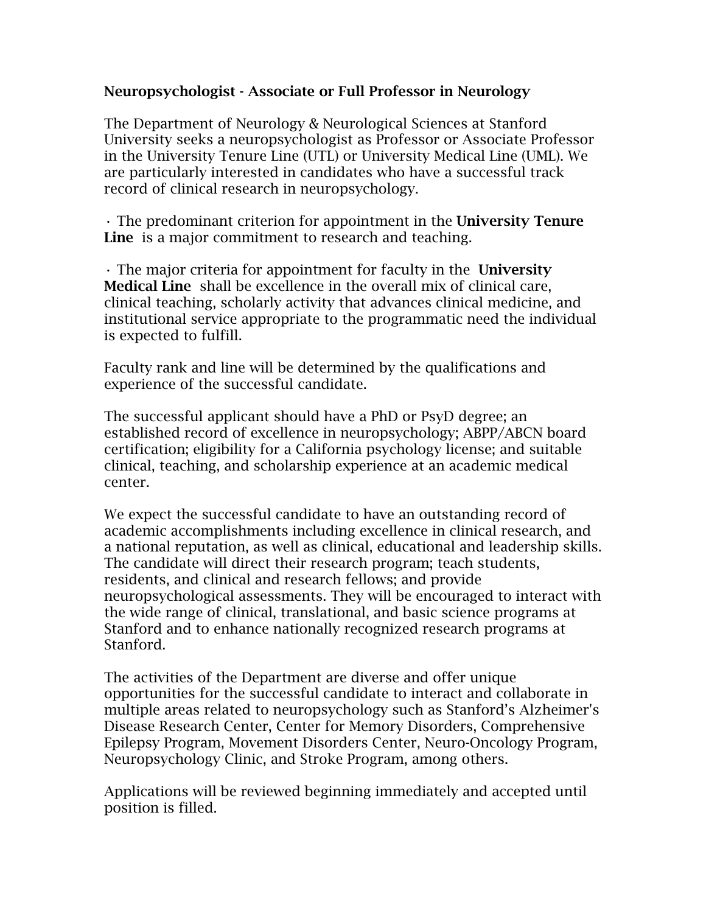**Neuropsychologist - Associate or Full Professor in Neurology**

The Department of Neurology & Neurological Sciences at Stanford University seeks a neuropsychologist as Professor or Associate Professor in the University Tenure Line (UTL) or University Medical Line (UML). We are particularly interested in candidates who have a successful track record of clinical research in neuropsychology.

· The predominant criterion for appointment in the **University Tenure Line** is a major commitment to research and teaching.

· The major criteria for appointment for faculty in the **University Medical Line** shall be excellence in the overall mix of clinical care, clinical teaching, scholarly activity that advances clinical medicine, and institutional service appropriate to the programmatic need the individual is expected to fulfill.

Faculty rank and line will be determined by the qualifications and experience of the successful candidate.

The successful applicant should have a PhD or PsyD degree; an established record of excellence in neuropsychology; ABPP/ABCN board certification; eligibility for a California psychology license; and suitable clinical, teaching, and scholarship experience at an academic medical center.

We expect the successful candidate to have an outstanding record of academic accomplishments including excellence in clinical research, and a national reputation, as well as clinical, educational and leadership skills. The candidate will direct their research program; teach students, residents, and clinical and research fellows; and provide neuropsychological assessments. They will be encouraged to interact with the wide range of clinical, translational, and basic science programs at Stanford and to enhance nationally recognized research programs at Stanford.

The activities of the Department are diverse and offer unique opportunities for the successful candidate to interact and collaborate in multiple areas related to neuropsychology such as Stanford's Alzheimer's Disease Research Center, Center for Memory Disorders, Comprehensive Epilepsy Program, Movement Disorders Center, Neuro-Oncology Program, Neuropsychology Clinic, and Stroke Program, among others.

Applications will be reviewed beginning immediately and accepted until position is filled.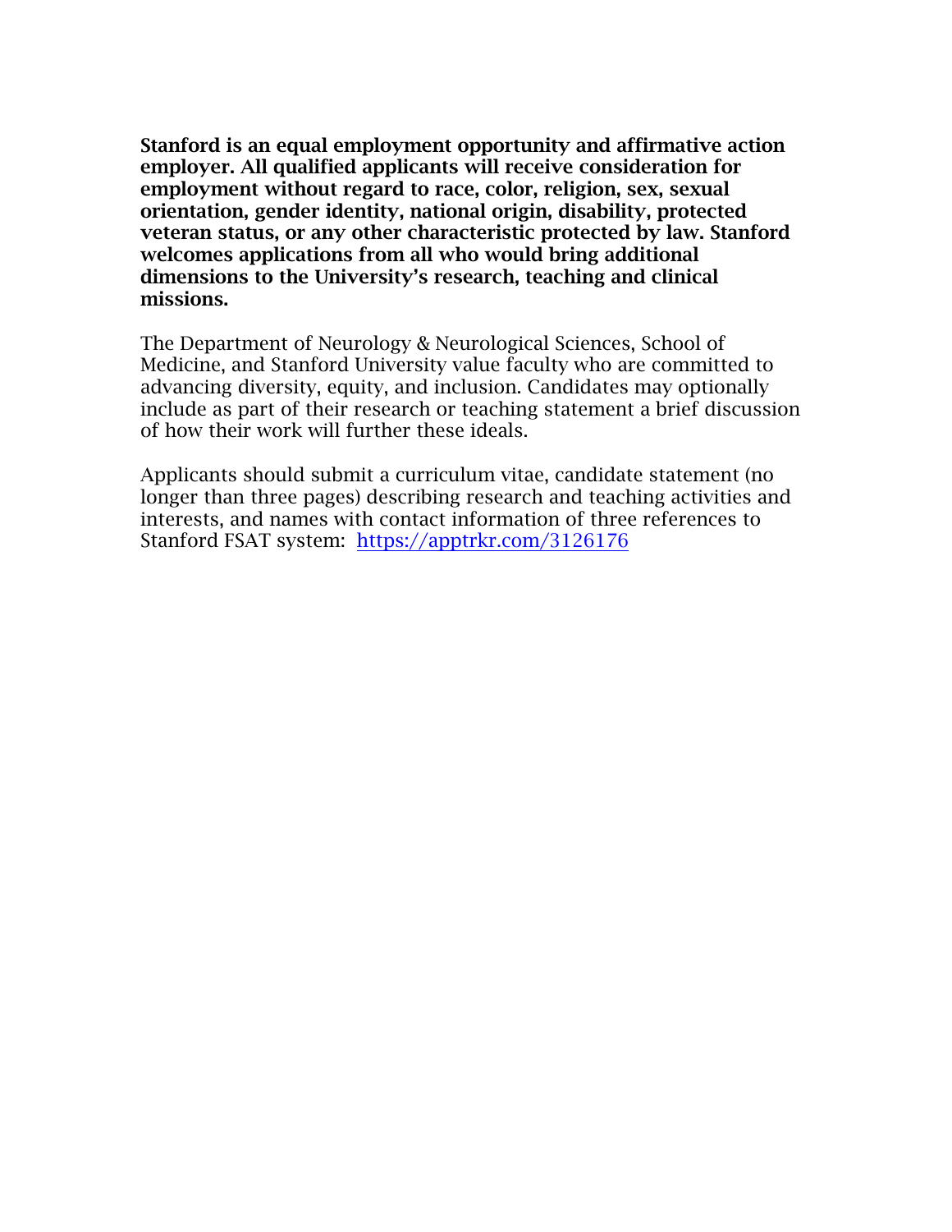**Stanford is an equal employment opportunity and affirmative action employer. All qualified applicants will receive consideration for employment without regard to race, color, religion, sex, sexual orientation, gender identity, national origin, disability, protected veteran status, or any other characteristic protected by law. Stanford welcomes applications from all who would bring additional dimensions to the University's research, teaching and clinical missions.**

The Department of Neurology & Neurological Sciences, School of Medicine, and Stanford University value faculty who are committed to advancing diversity, equity, and inclusion. Candidates may optionally include as part of their research or teaching statement a brief discussion of how their work will further these ideals.

Applicants should submit a curriculum vitae, candidate statement (no longer than three pages) describing research and teaching activities and interests, and names with contact information of three references to Stanford FSAT system: https://apptrkr.com/3126176